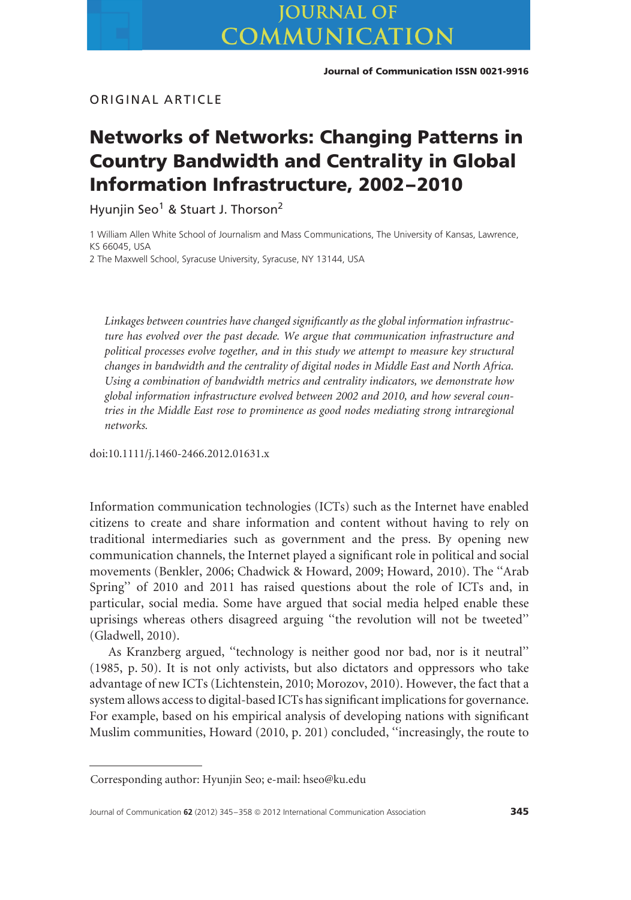ORIGINAL ARTICLE

# Networks of Networks: Changing Patterns in Country Bandwidth and Centrality in Global Information Infrastructure, 2002–2010

Hyunjin Seo[1] & Stuart J. Thorson[2]

1 William Allen White School of Journalism and Mass Communications, The University of Kansas, Lawrence, KS 66045, USA

2 The Maxwell School, Syracuse University, Syracuse, NY 13144, USA

*Linkages between countries have changed significantly as the global information infrastructure has evolved over the past decade. We argue that communication infrastructure and political processes evolve together, and in this study we attempt to measure key structural changes in bandwidth and the centrality of digital nodes in Middle East and North Africa. Using a combination of bandwidth metrics and centrality indicators, we demonstrate how global information infrastructure evolved between 2002 and 2010, and how several countries in the Middle East rose to prominence as good nodes mediating strong intraregional networks.*

doi:10.1111/j.1460-2466.2012.01631.x

Information communication technologies (ICTs) such as the Internet have enabled citizens to create and share information and content without having to rely on traditional intermediaries such as government and the press. By opening new communication channels, the Internet played a significant role in political and social movements (Benkler, 2006; Chadwick & Howard, 2009; Howard, 2010). The "Arab Spring" of 2010 and 2011 has raised questions about the role of ICTs and, in particular, social media. Some have argued that social media helped enable these uprisings whereas others disagreed arguing "the revolution will not be tweeted" (Gladwell, 2010).

As Kranzberg argued, "technology is neither good nor bad, nor is it neutral" (1985, p. 50). It is not only activists, but also dictators and oppressors who take advantage of new ICTs (Lichtenstein, 2010; Morozov, 2010). However, the fact that a system allows access to digital-based ICTs has significant implications for governance. For example, based on his empirical analysis of developing nations with significant Muslim communities, Howard (2010, p. 201) concluded, "increasingly, the route to

Corresponding author: Hyunjin Seo; e-mail: hseo@ku.edu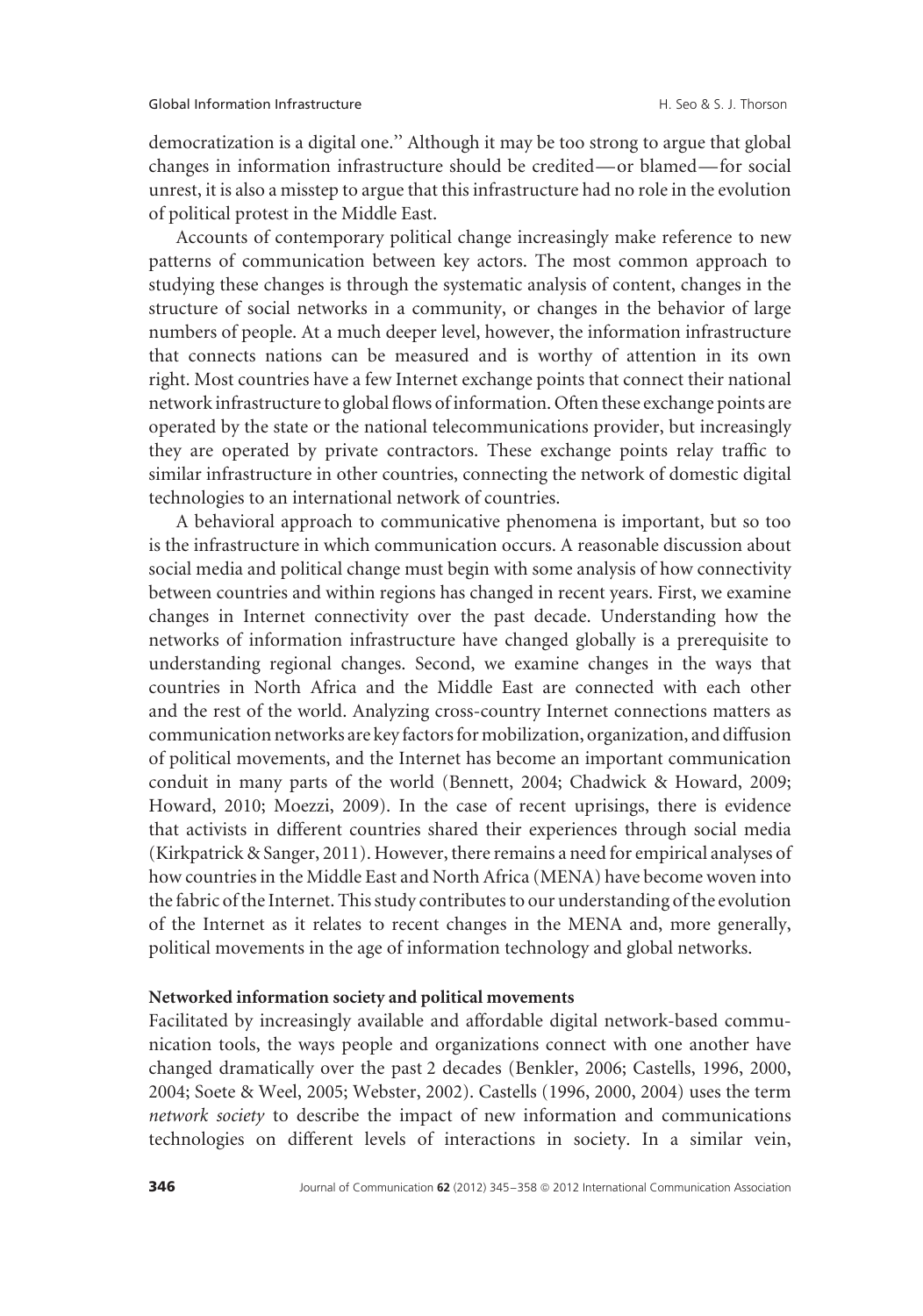democratization is a digital one.'' Although it may be too strong to argue that global changes in information infrastructure should be credited—or blamed—for social unrest, it is also a misstep to argue that this infrastructure had no role in the evolution of political protest in the Middle East.

Accounts of contemporary political change increasingly make reference to new patterns of communication between key actors. The most common approach to studying these changes is through the systematic analysis of content, changes in the structure of social networks in a community, or changes in the behavior of large numbers of people. At a much deeper level, however, the information infrastructure that connects nations can be measured and is worthy of attention in its own right. Most countries have a few Internet exchange points that connect their national network infrastructure to global flows of information. Often these exchange points are operated by the state or the national telecommunications provider, but increasingly they are operated by private contractors. These exchange points relay traffic to similar infrastructure in other countries, connecting the network of domestic digital technologies to an international network of countries.

A behavioral approach to communicative phenomena is important, but so too is the infrastructure in which communication occurs. A reasonable discussion about social media and political change must begin with some analysis of how connectivity between countries and within regions has changed in recent years. First, we examine changes in Internet connectivity over the past decade. Understanding how the networks of information infrastructure have changed globally is a prerequisite to understanding regional changes. Second, we examine changes in the ways that countries in North Africa and the Middle East are connected with each other and the rest of the world. Analyzing cross-country Internet connections matters as communication networks are key factors for mobilization, organization, and diffusion of political movements, and the Internet has become an important communication conduit in many parts of the world (Bennett, 2004; Chadwick & Howard, 2009; Howard, 2010; Moezzi, 2009). In the case of recent uprisings, there is evidence that activists in different countries shared their experiences through social media (Kirkpatrick & Sanger, 2011). However, there remains a need for empirical analyses of how countries in the Middle East and North Africa (MENA) have become woven into the fabric of the Internet. This study contributes to our understanding of the evolution of the Internet as it relates to recent changes in the MENA and, more generally, political movements in the age of information technology and global networks.

**Networked information society and political movements**

Facilitated by increasingly available and affordable digital network-based communication tools, the ways people and organizations connect with one another have changed dramatically over the past 2 decades (Benkler, 2006; Castells, 1996, 2000, 2004; Soete & Weel, 2005; Webster, 2002). Castells (1996, 2000, 2004) uses the term *network society* to describe the impact of new information and communications technologies on different levels of interactions in society. In a similar vein,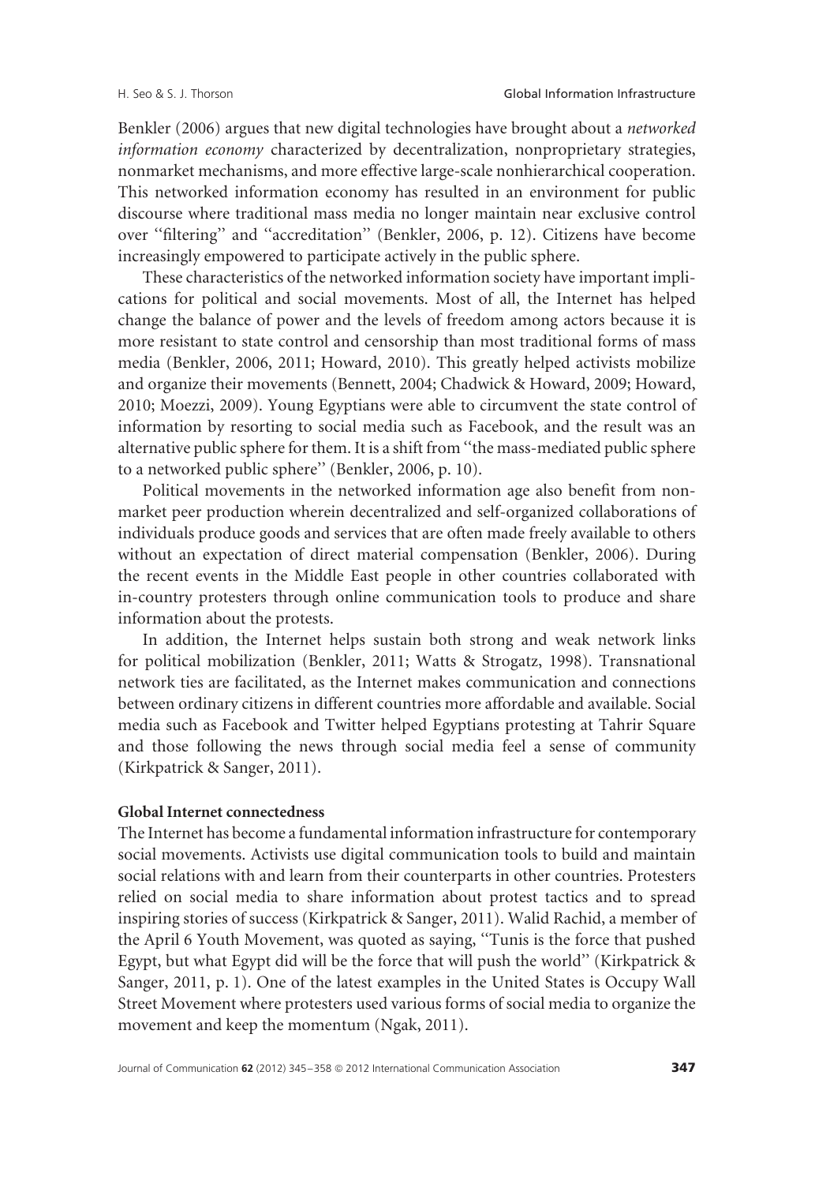Benkler (2006) argues that new digital technologies have brought about a *networked information economy* characterized by decentralization, nonproprietary strategies, nonmarket mechanisms, and more effective large-scale nonhierarchical cooperation. This networked information economy has resulted in an environment for public discourse where traditional mass media no longer maintain near exclusive control over ''filtering'' and ''accreditation'' (Benkler, 2006, p. 12). Citizens have become increasingly empowered to participate actively in the public sphere.

These characteristics of the networked information society have important implications for political and social movements. Most of all, the Internet has helped change the balance of power and the levels of freedom among actors because it is more resistant to state control and censorship than most traditional forms of mass media (Benkler, 2006, 2011; Howard, 2010). This greatly helped activists mobilize and organize their movements (Bennett, 2004; Chadwick & Howard, 2009; Howard, 2010; Moezzi, 2009). Young Egyptians were able to circumvent the state control of information by resorting to social media such as Facebook, and the result was an alternative public sphere for them. It is a shift from ''the mass-mediated public sphere to a networked public sphere'' (Benkler, 2006, p. 10).

Political movements in the networked information age also benefit from nonmarket peer production wherein decentralized and self-organized collaborations of individuals produce goods and services that are often made freely available to others without an expectation of direct material compensation (Benkler, 2006). During the recent events in the Middle East people in other countries collaborated with in-country protesters through online communication tools to produce and share information about the protests.

In addition, the Internet helps sustain both strong and weak network links for political mobilization (Benkler, 2011; Watts & Strogatz, 1998). Transnational network ties are facilitated, as the Internet makes communication and connections between ordinary citizens in different countries more affordable and available. Social media such as Facebook and Twitter helped Egyptians protesting at Tahrir Square and those following the news through social media feel a sense of community (Kirkpatrick & Sanger, 2011).

### Global Internet connectedness

The Internet has become a fundamental information infrastructure for contemporary social movements. Activists use digital communication tools to build and maintain social relations with and learn from their counterparts in other countries. Protesters relied on social media to share information about protest tactics and to spread inspiring stories of success (Kirkpatrick & Sanger, 2011). Walid Rachid, a member of the April 6 Youth Movement, was quoted as saying, ''Tunis is the force that pushed Egypt, but what Egypt did will be the force that will push the world'' (Kirkpatrick & Sanger, 2011, p. 1). One of the latest examples in the United States is Occupy Wall Street Movement where protesters used various forms of social media to organize the movement and keep the momentum (Ngak, 2011).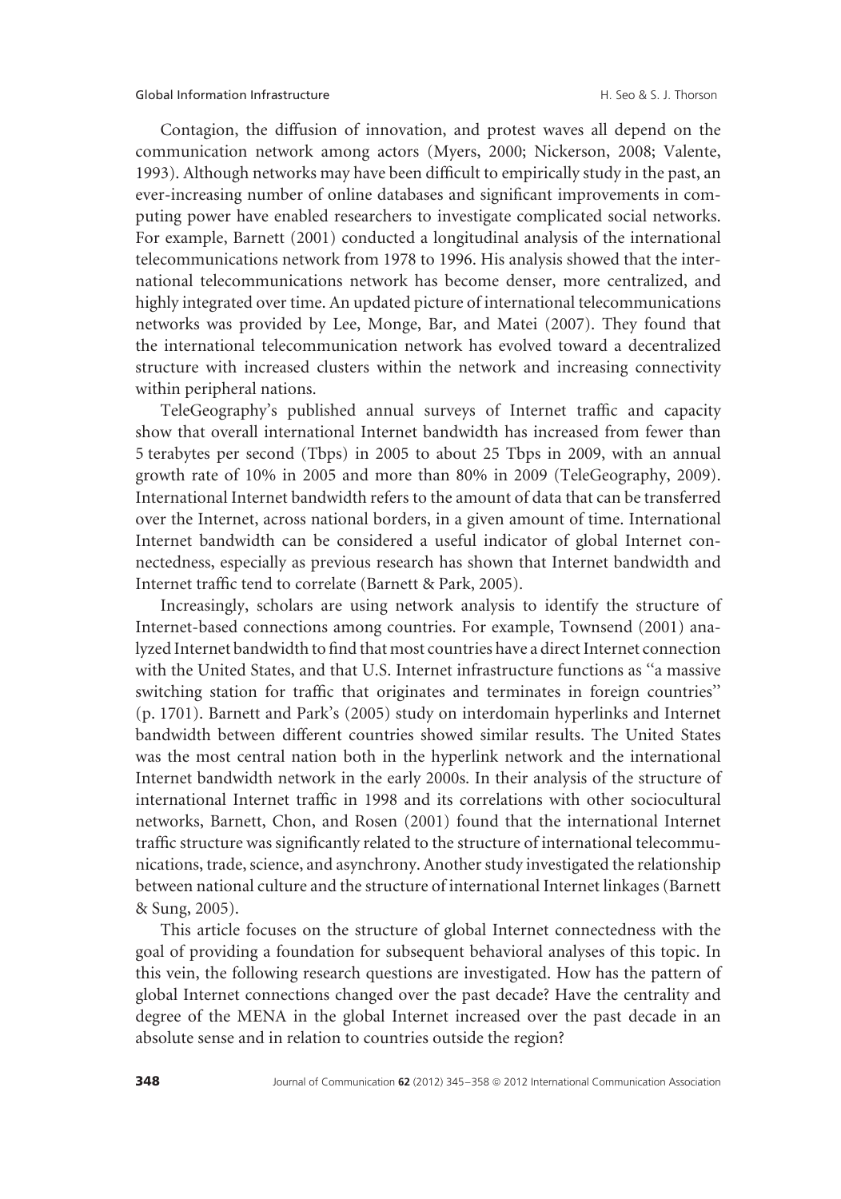Contagion, the diffusion of innovation, and protest waves all depend on the communication network among actors (Myers, 2000; Nickerson, 2008; Valente, 1993). Although networks may have been difficult to empirically study in the past, an ever-increasing number of online databases and significant improvements in computing power have enabled researchers to investigate complicated social networks. For example, Barnett (2001) conducted a longitudinal analysis of the international telecommunications network from 1978 to 1996. His analysis showed that the international telecommunications network has become denser, more centralized, and highly integrated over time. An updated picture of international telecommunications networks was provided by Lee, Monge, Bar, and Matei (2007). They found that the international telecommunication network has evolved toward a decentralized structure with increased clusters within the network and increasing connectivity within peripheral nations.

TeleGeography's published annual surveys of Internet traffic and capacity show that overall international Internet bandwidth has increased from fewer than 5 terabytes per second (Tbps) in 2005 to about 25 Tbps in 2009, with an annual growth rate of 10% in 2005 and more than 80% in 2009 (TeleGeography, 2009). International Internet bandwidth refers to the amount of data that can be transferred over the Internet, across national borders, in a given amount of time. International Internet bandwidth can be considered a useful indicator of global Internet connectedness, especially as previous research has shown that Internet bandwidth and Internet traffic tend to correlate (Barnett & Park, 2005).

Increasingly, scholars are using network analysis to identify the structure of Internet-based connections among countries. For example, Townsend (2001) analyzed Internet bandwidth to find that most countries have a direct Internet connection with the United States, and that U.S. Internet infrastructure functions as "a massive switching station for traffic that originates and terminates in foreign countries" (p. 1701). Barnett and Park's (2005) study on interdomain hyperlinks and Internet bandwidth between different countries showed similar results. The United States was the most central nation both in the hyperlink network and the international Internet bandwidth network in the early 2000s. In their analysis of the structure of international Internet traffic in 1998 and its correlations with other sociocultural networks, Barnett, Chon, and Rosen (2001) found that the international Internet traffic structure was significantly related to the structure of international telecommunications, trade, science, and asynchrony. Another study investigated the relationship between national culture and the structure of international Internet linkages (Barnett & Sung, 2005).

This article focuses on the structure of global Internet connectedness with the goal of providing a foundation for subsequent behavioral analyses of this topic. In this vein, the following research questions are investigated. How has the pattern of global Internet connections changed over the past decade? Have the centrality and degree of the MENA in the global Internet increased over the past decade in an absolute sense and in relation to countries outside the region?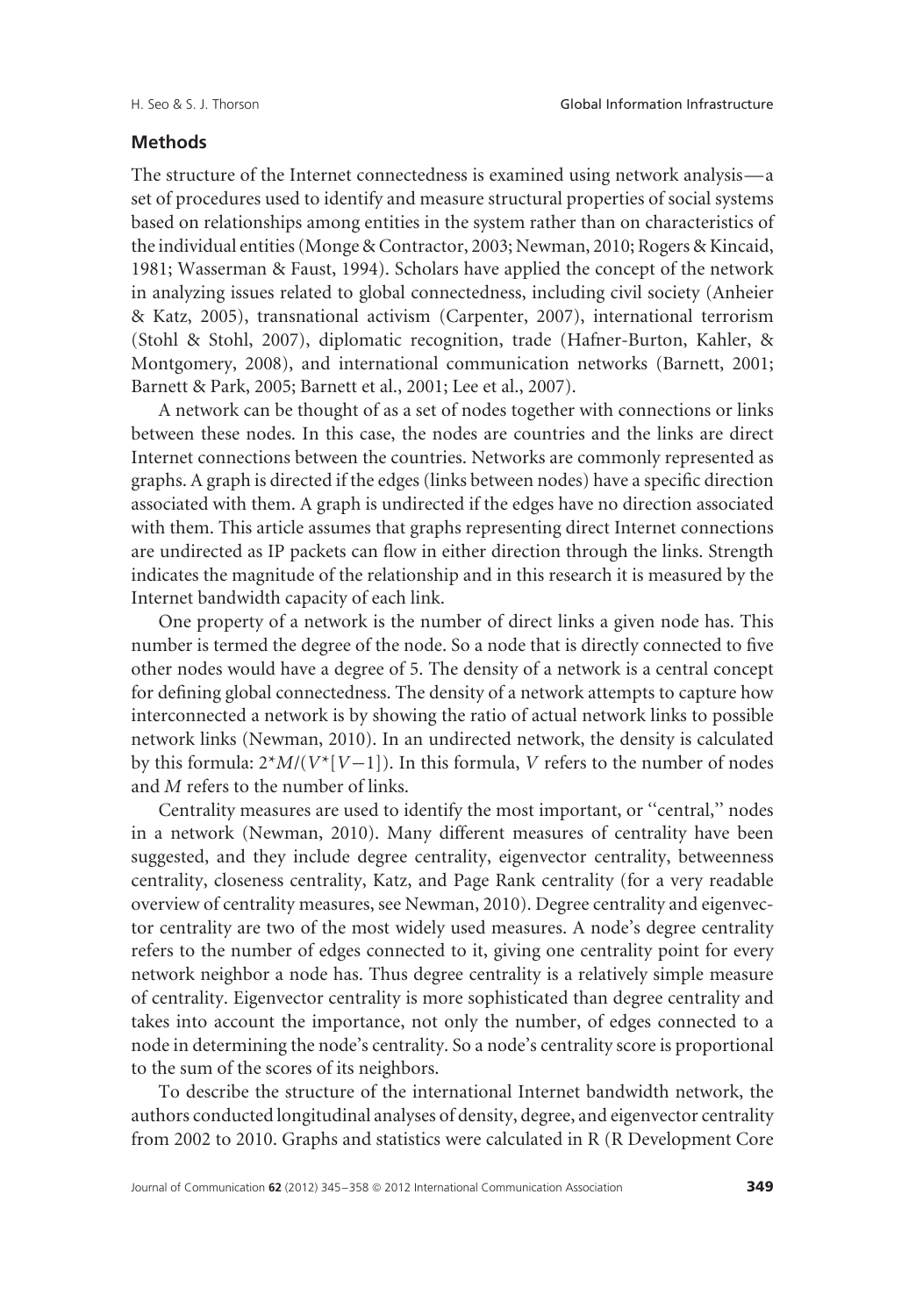## Methods

The structure of the Internet connectedness is examined using network analysis—a set of procedures used to identify and measure structural properties of social systems based on relationships among entities in the system rather than on characteristics of the individual entities (Monge & Contractor, 2003; Newman, 2010; Rogers & Kincaid, 1981; Wasserman & Faust, 1994). Scholars have applied the concept of the network in analyzing issues related to global connectedness, including civil society (Anheier & Katz, 2005), transnational activism (Carpenter, 2007), international terrorism (Stohl & Stohl, 2007), diplomatic recognition, trade (Hafner-Burton, Kahler, & Montgomery, 2008), and international communication networks (Barnett, 2001; Barnett & Park, 2005; Barnett et al., 2001; Lee et al., 2007).

A network can be thought of as a set of nodes together with connections or links between these nodes. In this case, the nodes are countries and the links are direct Internet connections between the countries. Networks are commonly represented as graphs. A graph is directed if the edges (links between nodes) have a specific direction associated with them. A graph is undirected if the edges have no direction associated with them. This article assumes that graphs representing direct Internet connections are undirected as IP packets can flow in either direction through the links. Strength indicates the magnitude of the relationship and in this research it is measured by the Internet bandwidth capacity of each link.

One property of a network is the number of direct links a given node has. This number is termed the degree of the node. So a node that is directly connected to five other nodes would have a degree of 5. The density of a network is a central concept for defining global connectedness. The density of a network attempts to capture how interconnected a network is by showing the ratio of actual network links to possible network links (Newman, 2010). In an undirected network, the density is calculated by this formula: $2*M/(V*[V-1])$. In this formula, $V$ refers to the number of nodes and $M$ refers to the number of links.

Centrality measures are used to identify the most important, or "central," nodes in a network (Newman, 2010). Many different measures of centrality have been suggested, and they include degree centrality, eigenvector centrality, betweenness centrality, closeness centrality, Katz, and Page Rank centrality (for a very readable overview of centrality measures, see Newman, 2010). Degree centrality and eigenvector centrality are two of the most widely used measures. A node's degree centrality refers to the number of edges connected to it, giving one centrality point for every network neighbor a node has. Thus degree centrality is a relatively simple measure of centrality. Eigenvector centrality is more sophisticated than degree centrality and takes into account the importance, not only the number, of edges connected to a node in determining the node's centrality. So a node's centrality score is proportional to the sum of the scores of its neighbors.

To describe the structure of the international Internet bandwidth network, the authors conducted longitudinal analyses of density, degree, and eigenvector centrality from 2002 to 2010. Graphs and statistics were calculated in R (R Development Core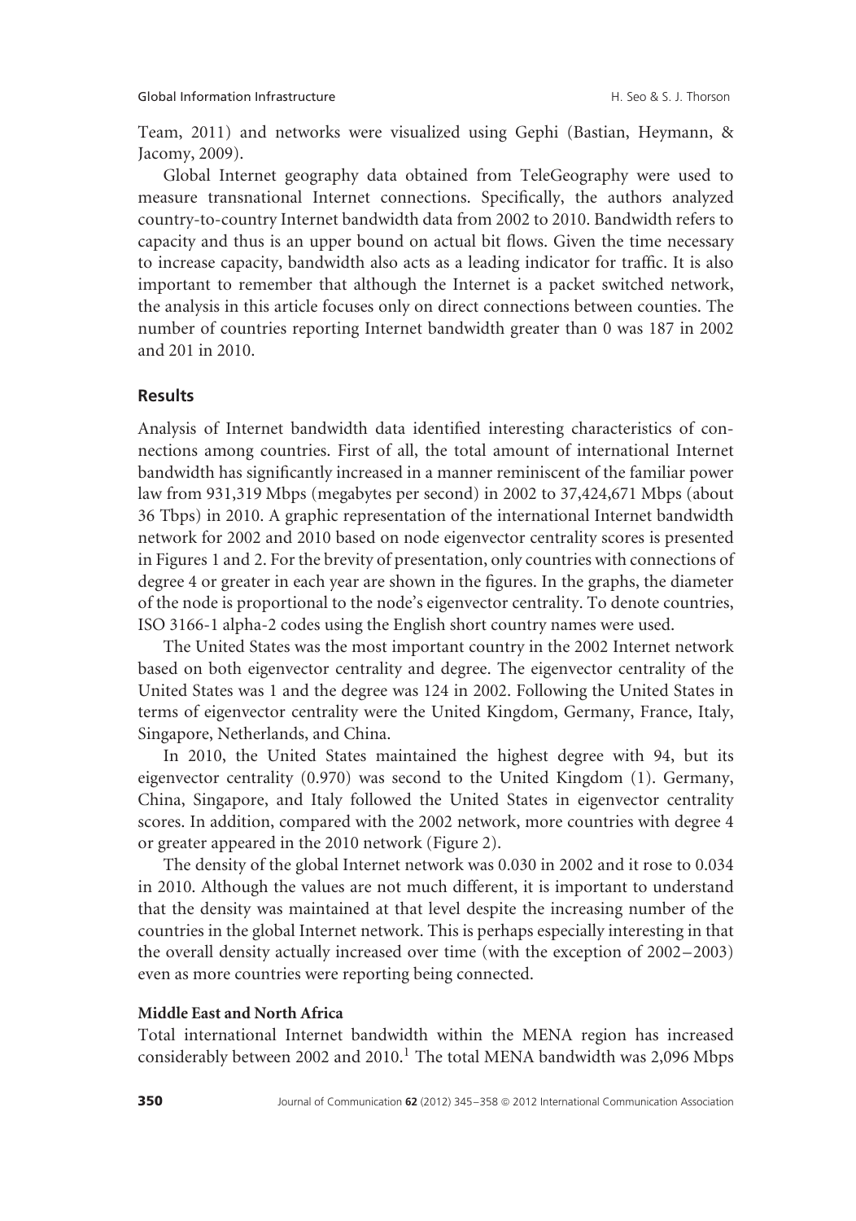Team, 2011) and networks were visualized using Gephi (Bastian, Heymann, & Jacomy, 2009).

Global Internet geography data obtained from TeleGeography were used to measure transnational Internet connections. Specifically, the authors analyzed country-to-country Internet bandwidth data from 2002 to 2010. Bandwidth refers to capacity and thus is an upper bound on actual bit flows. Given the time necessary to increase capacity, bandwidth also acts as a leading indicator for traffic. It is also important to remember that although the Internet is a packet switched network, the analysis in this article focuses only on direct connections between counties. The number of countries reporting Internet bandwidth greater than 0 was 187 in 2002 and 201 in 2010.

## Results

Analysis of Internet bandwidth data identified interesting characteristics of connections among countries. First of all, the total amount of international Internet bandwidth has significantly increased in a manner reminiscent of the familiar power law from 931,319 Mbps (megabytes per second) in 2002 to 37,424,671 Mbps (about 36 Tbps) in 2010. A graphic representation of the international Internet bandwidth network for 2002 and 2010 based on node eigenvector centrality scores is presented in Figures 1 and 2. For the brevity of presentation, only countries with connections of degree 4 or greater in each year are shown in the figures. In the graphs, the diameter of the node is proportional to the node's eigenvector centrality. To denote countries, ISO 3166-1 alpha-2 codes using the English short country names were used.

The United States was the most important country in the 2002 Internet network based on both eigenvector centrality and degree. The eigenvector centrality of the United States was 1 and the degree was 124 in 2002. Following the United States in terms of eigenvector centrality were the United Kingdom, Germany, France, Italy, Singapore, Netherlands, and China.

In 2010, the United States maintained the highest degree with 94, but its eigenvector centrality (0.970) was second to the United Kingdom (1). Germany, China, Singapore, and Italy followed the United States in eigenvector centrality scores. In addition, compared with the 2002 network, more countries with degree 4 or greater appeared in the 2010 network (Figure 2).

The density of the global Internet network was 0.030 in 2002 and it rose to 0.034 in 2010. Although the values are not much different, it is important to understand that the density was maintained at that level despite the increasing number of the countries in the global Internet network. This is perhaps especially interesting in that the overall density actually increased over time (with the exception of 2002–2003) even as more countries were reporting being connected.

### Middle East and North Africa

Total international Internet bandwidth within the MENA region has increased considerably between 2002 and 2010.[1] The total MENA bandwidth was 2,096 Mbps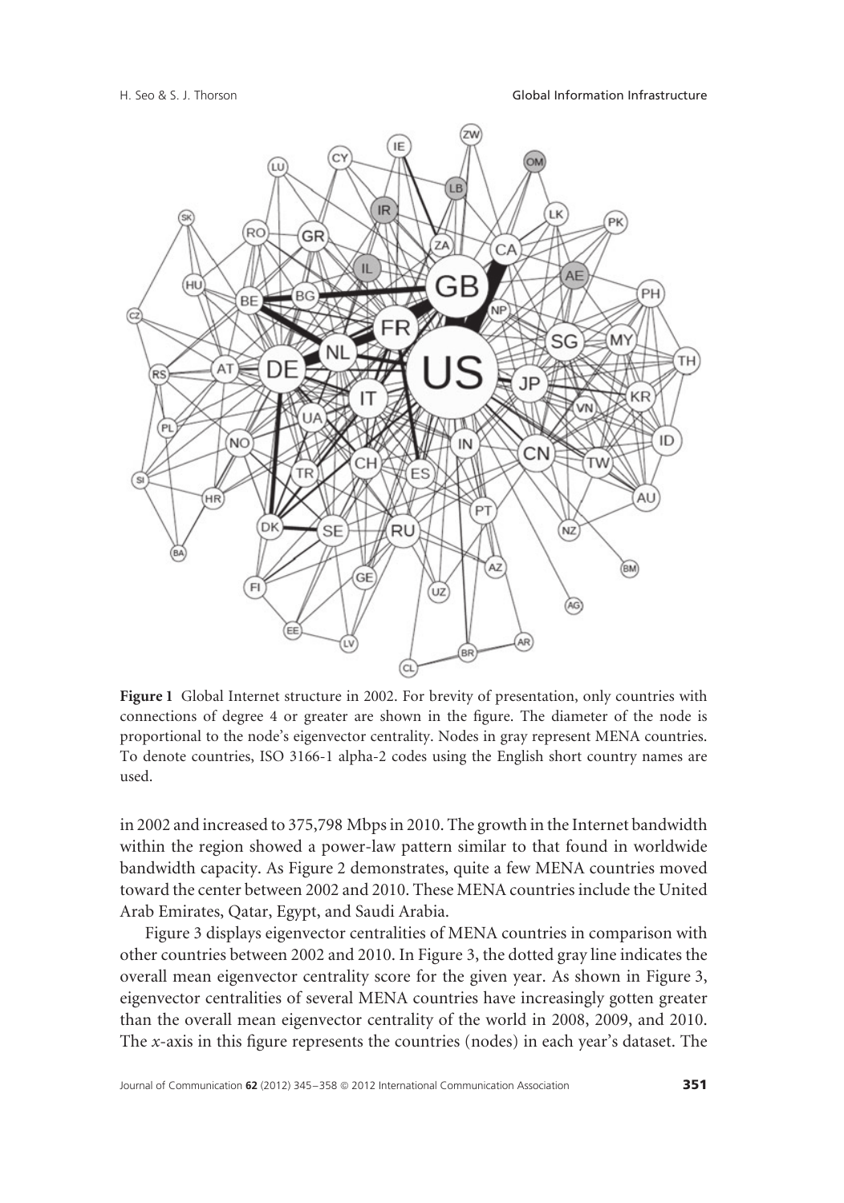**Figure 1** Global Internet structure in 2002. For brevity of presentation, only countries with connections of degree 4 or greater are shown in the figure. The diameter of the node is proportional to the node's eigenvector centrality. Nodes in gray represent MENA countries. To denote countries, ISO 3166-1 alpha-2 codes using the English short country names are used.

in 2002 and increased to 375,798 Mbps in 2010. The growth in the Internet bandwidth within the region showed a power-law pattern similar to that found in worldwide bandwidth capacity. As Figure 2 demonstrates, quite a few MENA countries moved toward the center between 2002 and 2010. These MENA countries include the United Arab Emirates, Qatar, Egypt, and Saudi Arabia.

Figure 3 displays eigenvector centralities of MENA countries in comparison with other countries between 2002 and 2010. In Figure 3, the dotted gray line indicates the overall mean eigenvector centrality score for the given year. As shown in Figure 3, eigenvector centralities of several MENA countries have increasingly gotten greater than the overall mean eigenvector centrality of the world in 2008, 2009, and 2010. The *x*-axis in this figure represents the countries (nodes) in each year's dataset. The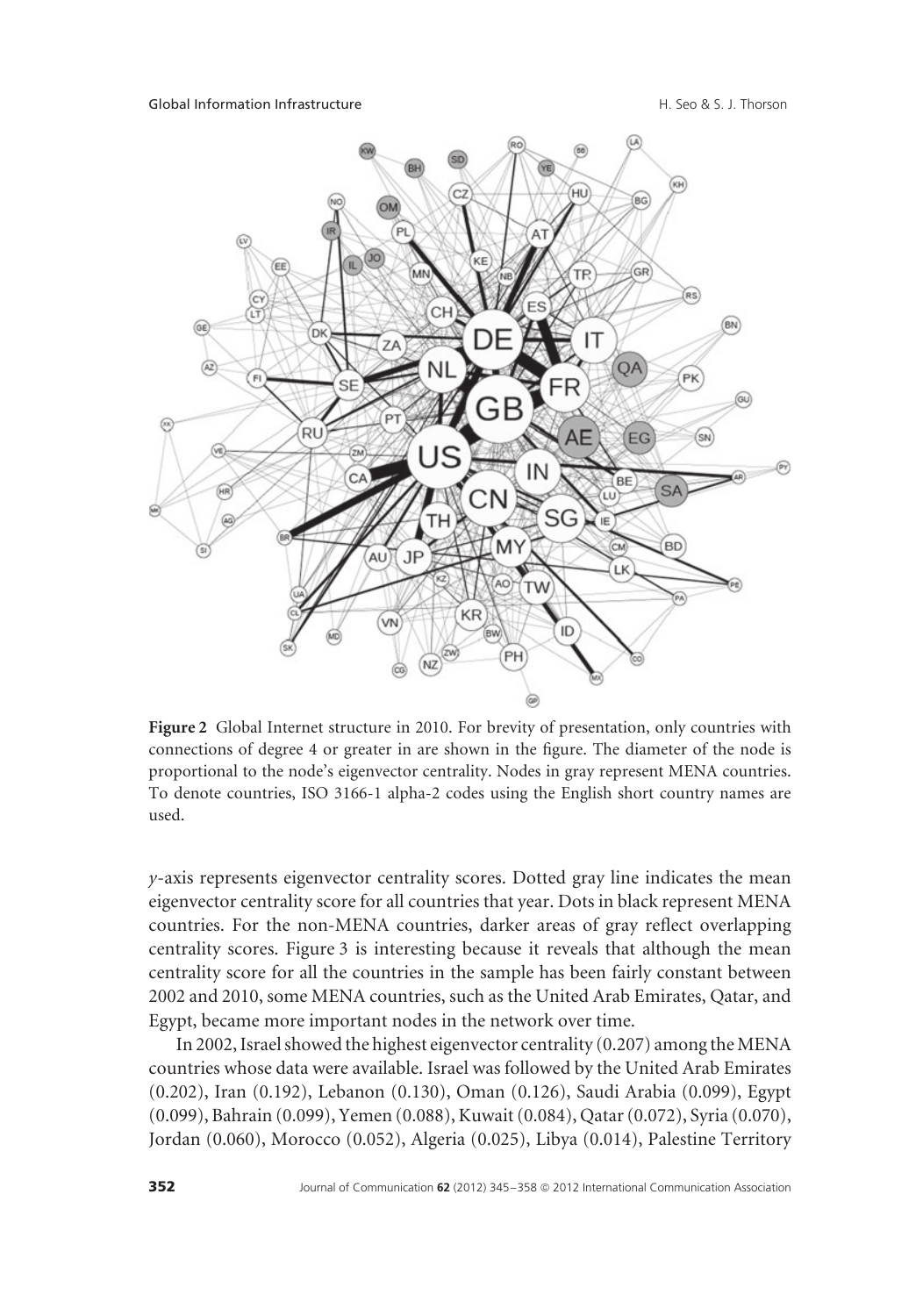**Figure 2** Global Internet structure in 2010. For brevity of presentation, only countries with connections of degree 4 or greater in are shown in the figure. The diameter of the node is proportional to the node's eigenvector centrality. Nodes in gray represent MENA countries. To denote countries, ISO 3166-1 alpha-2 codes using the English short country names are used.

*y*-axis represents eigenvector centrality scores. Dotted gray line indicates the mean eigenvector centrality score for all countries that year. Dots in black represent MENA countries. For the non-MENA countries, darker areas of gray reflect overlapping centrality scores. Figure 3 is interesting because it reveals that although the mean centrality score for all the countries in the sample has been fairly constant between 2002 and 2010, some MENA countries, such as the United Arab Emirates, Qatar, and Egypt, became more important nodes in the network over time.

In 2002, Israel showed the highest eigenvector centrality (0.207) among the MENA countries whose data were available. Israel was followed by the United Arab Emirates (0.202), Iran (0.192), Lebanon (0.130), Oman (0.126), Saudi Arabia (0.099), Egypt (0.099), Bahrain (0.099), Yemen (0.088), Kuwait (0.084), Qatar (0.072), Syria (0.070), Jordan (0.060), Morocco (0.052), Algeria (0.025), Libya (0.014), Palestine Territory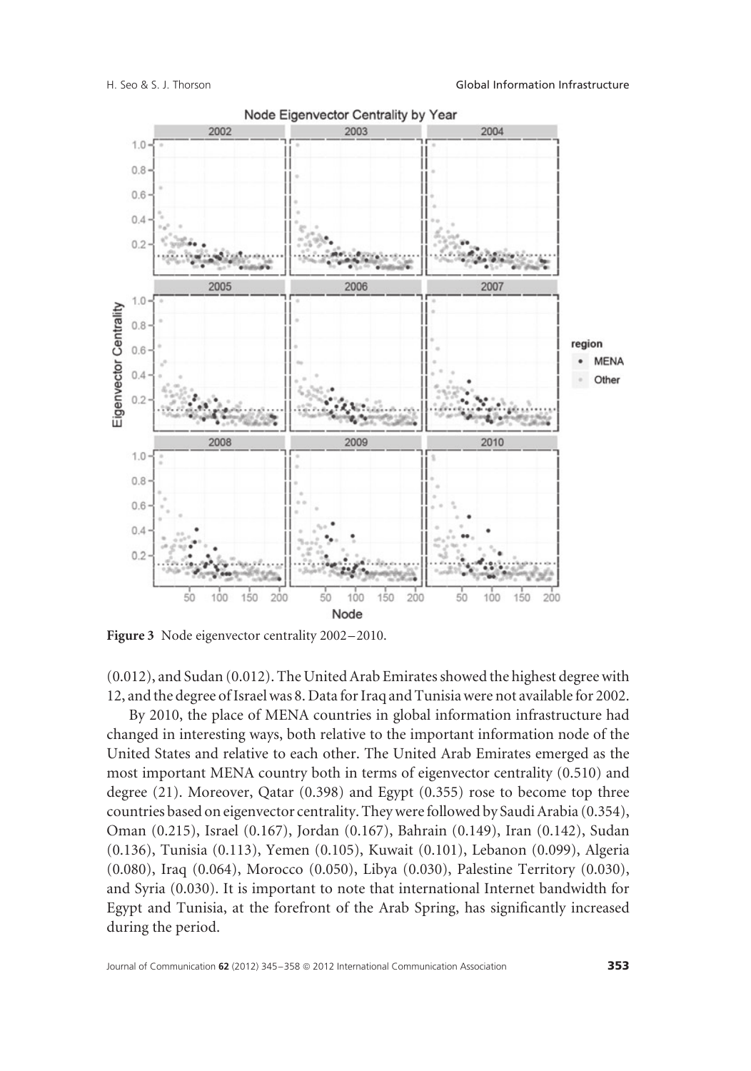**Figure 3** Node eigenvector centrality 2002–2010.

(0.012), and Sudan (0.012). The United Arab Emirates showed the highest degree with 12, and the degree of Israel was 8. Data for Iraq and Tunisia were not available for 2002.

By 2010, the place of MENA countries in global information infrastructure had changed in interesting ways, both relative to the important information node of the United States and relative to each other. The United Arab Emirates emerged as the most important MENA country both in terms of eigenvector centrality (0.510) and degree (21). Moreover, Qatar (0.398) and Egypt (0.355) rose to become top three countries based on eigenvector centrality. They were followed by Saudi Arabia (0.354), Oman (0.215), Israel (0.167), Jordan (0.167), Bahrain (0.149), Iran (0.142), Sudan (0.136), Tunisia (0.113), Yemen (0.105), Kuwait (0.101), Lebanon (0.099), Algeria (0.080), Iraq (0.064), Morocco (0.050), Libya (0.030), Palestine Territory (0.030), and Syria (0.030). It is important to note that international Internet bandwidth for Egypt and Tunisia, at the forefront of the Arab Spring, has significantly increased during the period.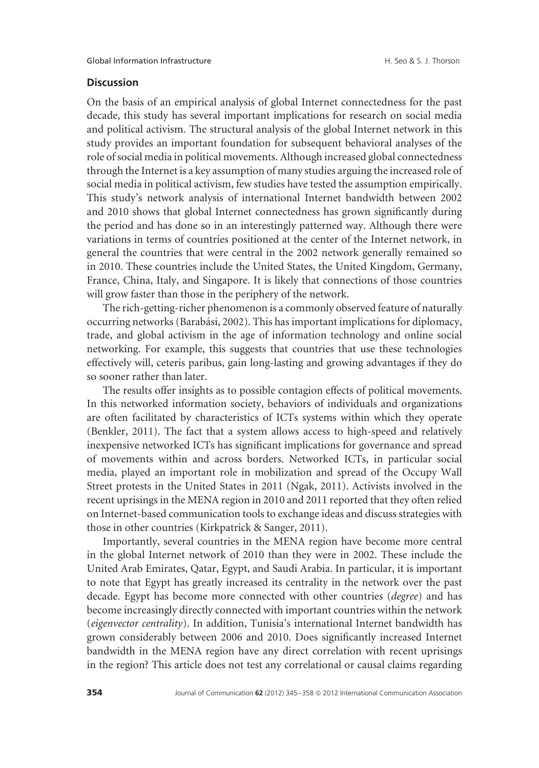## Discussion

On the basis of an empirical analysis of global Internet connectedness for the past decade, this study has several important implications for research on social media and political activism. The structural analysis of the global Internet network in this study provides an important foundation for subsequent behavioral analyses of the role of social media in political movements. Although increased global connectedness through the Internet is a key assumption of many studies arguing the increased role of social media in political activism, few studies have tested the assumption empirically. This study's network analysis of international Internet bandwidth between 2002 and 2010 shows that global Internet connectedness has grown significantly during the period and has done so in an interestingly patterned way. Although there were variations in terms of countries positioned at the center of the Internet network, in general the countries that were central in the 2002 network generally remained so in 2010. These countries include the United States, the United Kingdom, Germany, France, China, Italy, and Singapore. It is likely that connections of those countries will grow faster than those in the periphery of the network.

The rich-getting-richer phenomenon is a commonly observed feature of naturally occurring networks (Barabási, 2002). This has important implications for diplomacy, trade, and global activism in the age of information technology and online social networking. For example, this suggests that countries that use these technologies effectively will, ceteris paribus, gain long-lasting and growing advantages if they do so sooner rather than later.

The results offer insights as to possible contagion effects of political movements. In this networked information society, behaviors of individuals and organizations are often facilitated by characteristics of ICTs systems within which they operate (Benkler, 2011). The fact that a system allows access to high-speed and relatively inexpensive networked ICTs has significant implications for governance and spread of movements within and across borders. Networked ICTs, in particular social media, played an important role in mobilization and spread of the Occupy Wall Street protests in the United States in 2011 (Ngak, 2011). Activists involved in the recent uprisings in the MENA region in 2010 and 2011 reported that they often relied on Internet-based communication tools to exchange ideas and discuss strategies with those in other countries (Kirkpatrick & Sanger, 2011).

Importantly, several countries in the MENA region have become more central in the global Internet network of 2010 than they were in 2002. These include the United Arab Emirates, Qatar, Egypt, and Saudi Arabia. In particular, it is important to note that Egypt has greatly increased its centrality in the network over the past decade. Egypt has become more connected with other countries (*degree*) and has become increasingly directly connected with important countries within the network (*eigenvector centrality*). In addition, Tunisia's international Internet bandwidth has grown considerably between 2006 and 2010. Does significantly increased Internet bandwidth in the MENA region have any direct correlation with recent uprisings in the region? This article does not test any correlational or causal claims regarding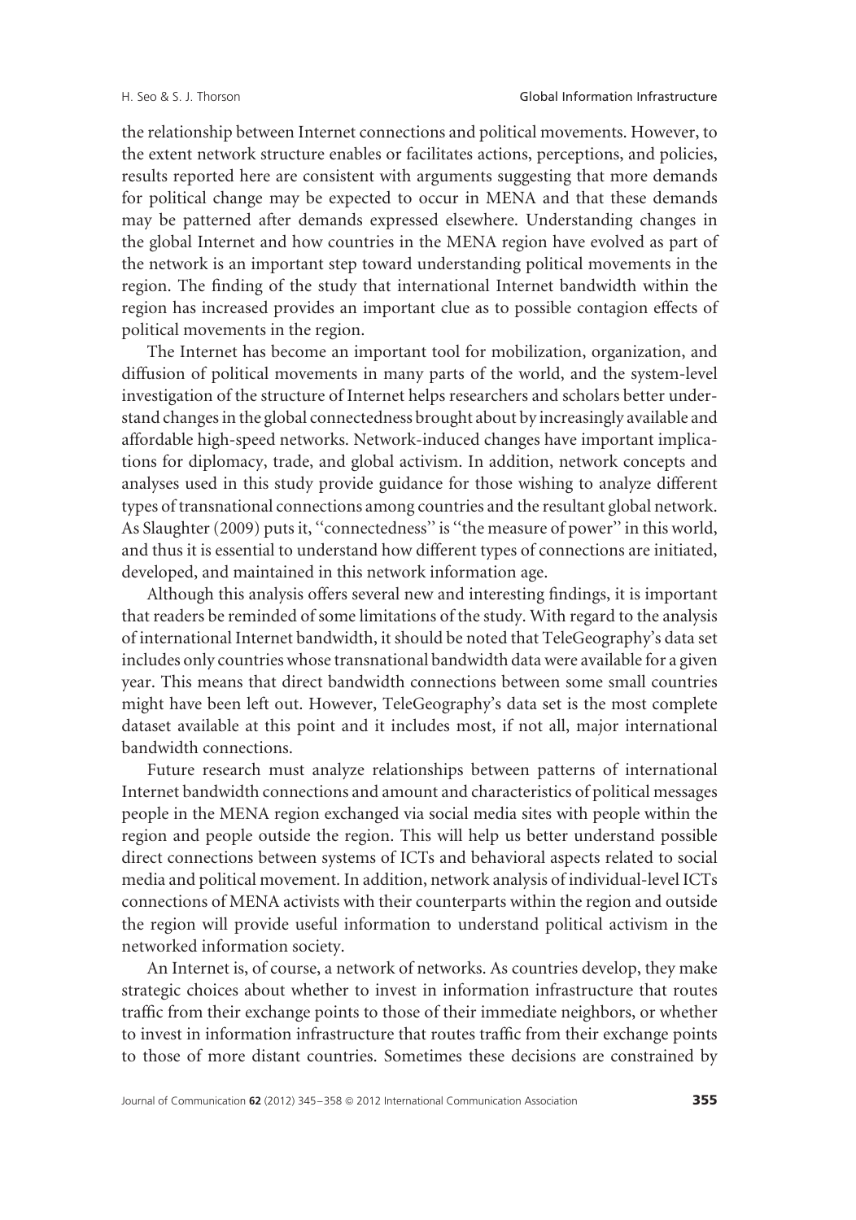the relationship between Internet connections and political movements. However, to the extent network structure enables or facilitates actions, perceptions, and policies, results reported here are consistent with arguments suggesting that more demands for political change may be expected to occur in MENA and that these demands may be patterned after demands expressed elsewhere. Understanding changes in the global Internet and how countries in the MENA region have evolved as part of the network is an important step toward understanding political movements in the region. The finding of the study that international Internet bandwidth within the region has increased provides an important clue as to possible contagion effects of political movements in the region.

The Internet has become an important tool for mobilization, organization, and diffusion of political movements in many parts of the world, and the system-level investigation of the structure of Internet helps researchers and scholars better understand changes in the global connectedness brought about by increasingly available and affordable high-speed networks. Network-induced changes have important implications for diplomacy, trade, and global activism. In addition, network concepts and analyses used in this study provide guidance for those wishing to analyze different types of transnational connections among countries and the resultant global network. As Slaughter (2009) puts it, ''connectedness'' is ''the measure of power'' in this world, and thus it is essential to understand how different types of connections are initiated, developed, and maintained in this network information age.

Although this analysis offers several new and interesting findings, it is important that readers be reminded of some limitations of the study. With regard to the analysis of international Internet bandwidth, it should be noted that TeleGeography's data set includes only countries whose transnational bandwidth data were available for a given year. This means that direct bandwidth connections between some small countries might have been left out. However, TeleGeography's data set is the most complete dataset available at this point and it includes most, if not all, major international bandwidth connections.

Future research must analyze relationships between patterns of international Internet bandwidth connections and amount and characteristics of political messages people in the MENA region exchanged via social media sites with people within the region and people outside the region. This will help us better understand possible direct connections between systems of ICTs and behavioral aspects related to social media and political movement. In addition, network analysis of individual-level ICTs connections of MENA activists with their counterparts within the region and outside the region will provide useful information to understand political activism in the networked information society.

An Internet is, of course, a network of networks. As countries develop, they make strategic choices about whether to invest in information infrastructure that routes traffic from their exchange points to those of their immediate neighbors, or whether to invest in information infrastructure that routes traffic from their exchange points to those of more distant countries. Sometimes these decisions are constrained by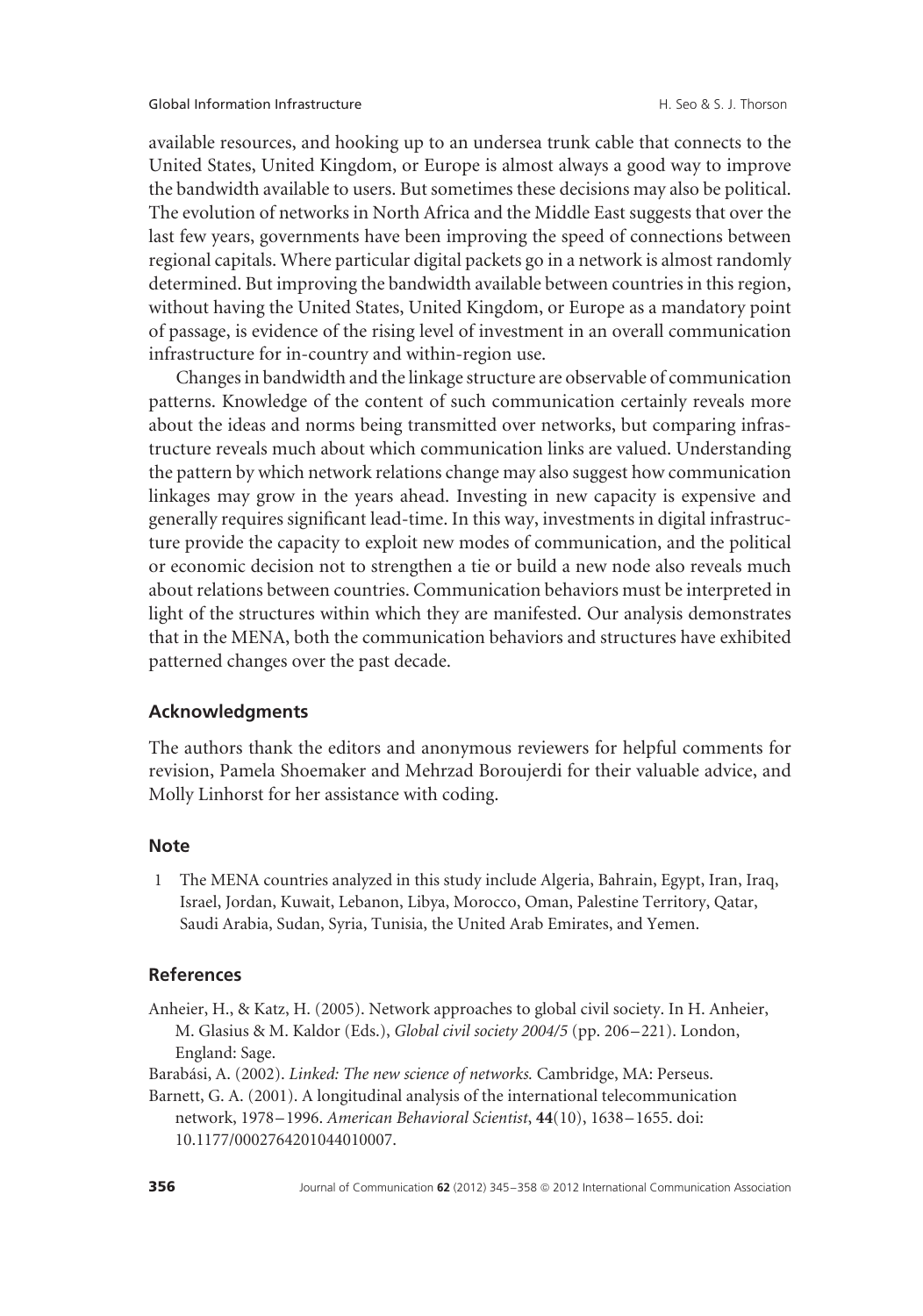available resources, and hooking up to an undersea trunk cable that connects to the United States, United Kingdom, or Europe is almost always a good way to improve the bandwidth available to users. But sometimes these decisions may also be political. The evolution of networks in North Africa and the Middle East suggests that over the last few years, governments have been improving the speed of connections between regional capitals. Where particular digital packets go in a network is almost randomly determined. But improving the bandwidth available between countries in this region, without having the United States, United Kingdom, or Europe as a mandatory point of passage, is evidence of the rising level of investment in an overall communication infrastructure for in-country and within-region use.

Changes in bandwidth and the linkage structure are observable of communication patterns. Knowledge of the content of such communication certainly reveals more about the ideas and norms being transmitted over networks, but comparing infrastructure reveals much about which communication links are valued. Understanding the pattern by which network relations change may also suggest how communication linkages may grow in the years ahead. Investing in new capacity is expensive and generally requires significant lead-time. In this way, investments in digital infrastructure provide the capacity to exploit new modes of communication, and the political or economic decision not to strengthen a tie or build a new node also reveals much about relations between countries. Communication behaviors must be interpreted in light of the structures within which they are manifested. Our analysis demonstrates that in the MENA, both the communication behaviors and structures have exhibited patterned changes over the past decade.

## Acknowledgments

The authors thank the editors and anonymous reviewers for helpful comments for revision, Pamela Shoemaker and Mehrzad Boroujerdi for their valuable advice, and Molly Linhorst for her assistance with coding.

## Note

1 The MENA countries analyzed in this study include Algeria, Bahrain, Egypt, Iran, Iraq, Israel, Jordan, Kuwait, Lebanon, Libya, Morocco, Oman, Palestine Territory, Qatar, Saudi Arabia, Sudan, Syria, Tunisia, the United Arab Emirates, and Yemen.

## References

Anheier, H., & Katz, H. (2005). Network approaches to global civil society. In H. Anheier, M. Glasius & M. Kaldor (Eds.), *Global civil society 2004/5* (pp. 206–221). London, England: Sage.

Barabási, A. (2002). *Linked: The new science of networks.* Cambridge, MA: Perseus.

Barnett, G. A. (2001). A longitudinal analysis of the international telecommunication network, 1978–1996. *American Behavioral Scientist*, **44**(10), 1638–1655. doi: 10.1177/0002764201044010007.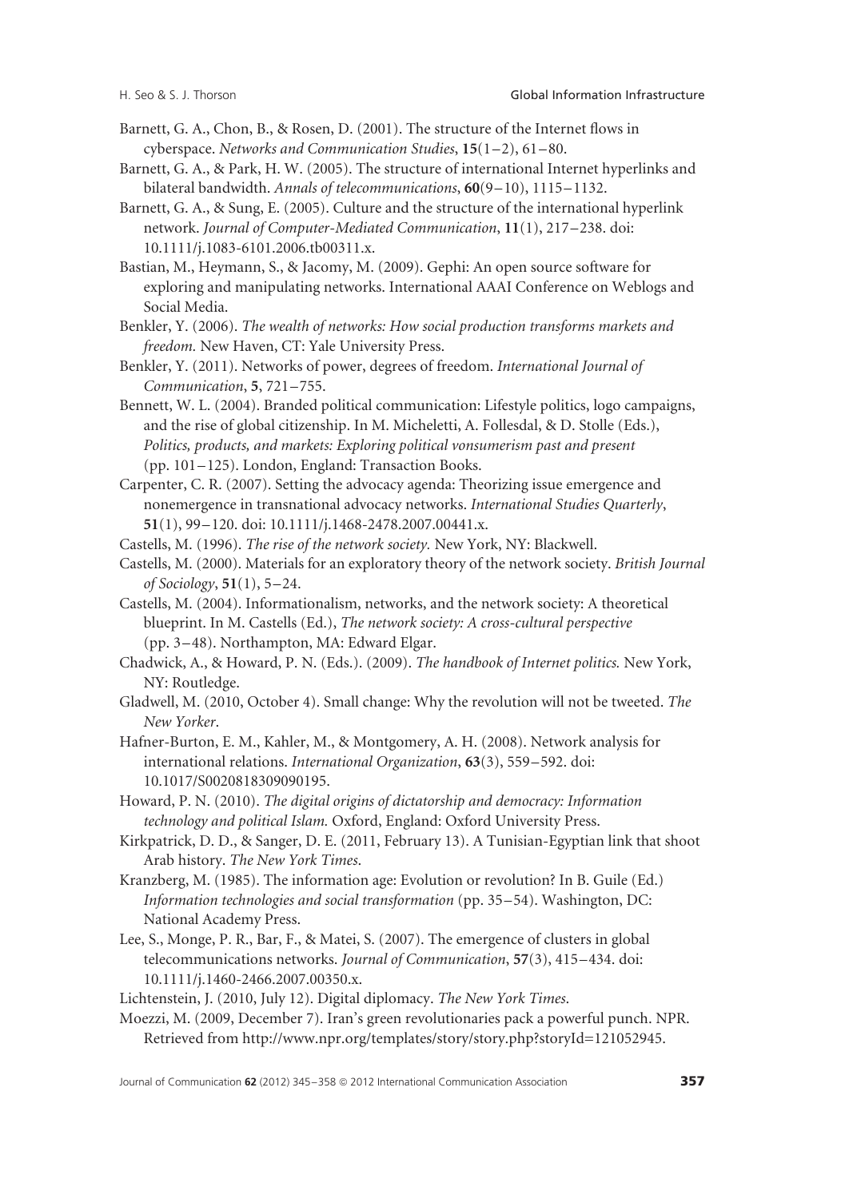Barnett, G. A., Chon, B., & Rosen, D. (2001). The structure of the Internet flows in cyberspace. *Networks and Communication Studies*, **15**(1–2), 61–80.

Barnett, G. A., & Park, H. W. (2005). The structure of international Internet hyperlinks and bilateral bandwidth. *Annals of telecommunications*, **60**(9–10), 1115–1132.

Barnett, G. A., & Sung, E. (2005). Culture and the structure of the international hyperlink network. *Journal of Computer-Mediated Communication*, **11**(1), 217–238. doi: 10.1111/j.1083-6101.2006.tb00311.x.

Bastian, M., Heymann, S., & Jacomy, M. (2009). Gephi: An open source software for exploring and manipulating networks. International AAAI Conference on Weblogs and Social Media.

Benkler, Y. (2006). *The wealth of networks: How social production transforms markets and freedom.* New Haven, CT: Yale University Press.

Benkler, Y. (2011). Networks of power, degrees of freedom. *International Journal of Communication*, **5**, 721–755.

Bennett, W. L. (2004). Branded political communication: Lifestyle politics, logo campaigns, and the rise of global citizenship. In M. Micheletti, A. Follesdal, & D. Stolle (Eds.), *Politics, products, and markets: Exploring political vonsumerism past and present* (pp. 101–125). London, England: Transaction Books.

Carpenter, C. R. (2007). Setting the advocacy agenda: Theorizing issue emergence and nonemergence in transnational advocacy networks. *International Studies Quarterly*, **51**(1), 99–120. doi: 10.1111/j.1468-2478.2007.00441.x.

Castells, M. (1996). *The rise of the network society.* New York, NY: Blackwell.

Castells, M. (2000). Materials for an exploratory theory of the network society. *British Journal of Sociology*, **51**(1), 5–24.

Castells, M. (2004). Informationalism, networks, and the network society: A theoretical blueprint. In M. Castells (Ed.), *The network society: A cross-cultural perspective* (pp. 3–48). Northampton, MA: Edward Elgar.

Chadwick, A., & Howard, P. N. (Eds.). (2009). *The handbook of Internet politics.* New York, NY: Routledge.

Gladwell, M. (2010, October 4). Small change: Why the revolution will not be tweeted. *The New Yorker*.

Hafner-Burton, E. M., Kahler, M., & Montgomery, A. H. (2008). Network analysis for international relations. *International Organization*, **63**(3), 559–592. doi: 10.1017/S0020818309090195.

Howard, P. N. (2010). *The digital origins of dictatorship and democracy: Information technology and political Islam.* Oxford, England: Oxford University Press.

Kirkpatrick, D. D., & Sanger, D. E. (2011, February 13). A Tunisian-Egyptian link that shoot Arab history. *The New York Times*.

Kranzberg, M. (1985). The information age: Evolution or revolution? In B. Guile (Ed.) *Information technologies and social transformation* (pp. 35–54). Washington, DC: National Academy Press.

Lee, S., Monge, P. R., Bar, F., & Matei, S. (2007). The emergence of clusters in global telecommunications networks. *Journal of Communication*, **57**(3), 415–434. doi: 10.1111/j.1460-2466.2007.00350.x.

Lichtenstein, J. (2010, July 12). Digital diplomacy. *The New York Times*.

Moezzi, M. (2009, December 7). Iran's green revolutionaries pack a powerful punch. NPR. Retrieved from http://www.npr.org/templates/story/story.php?storyId=121052945.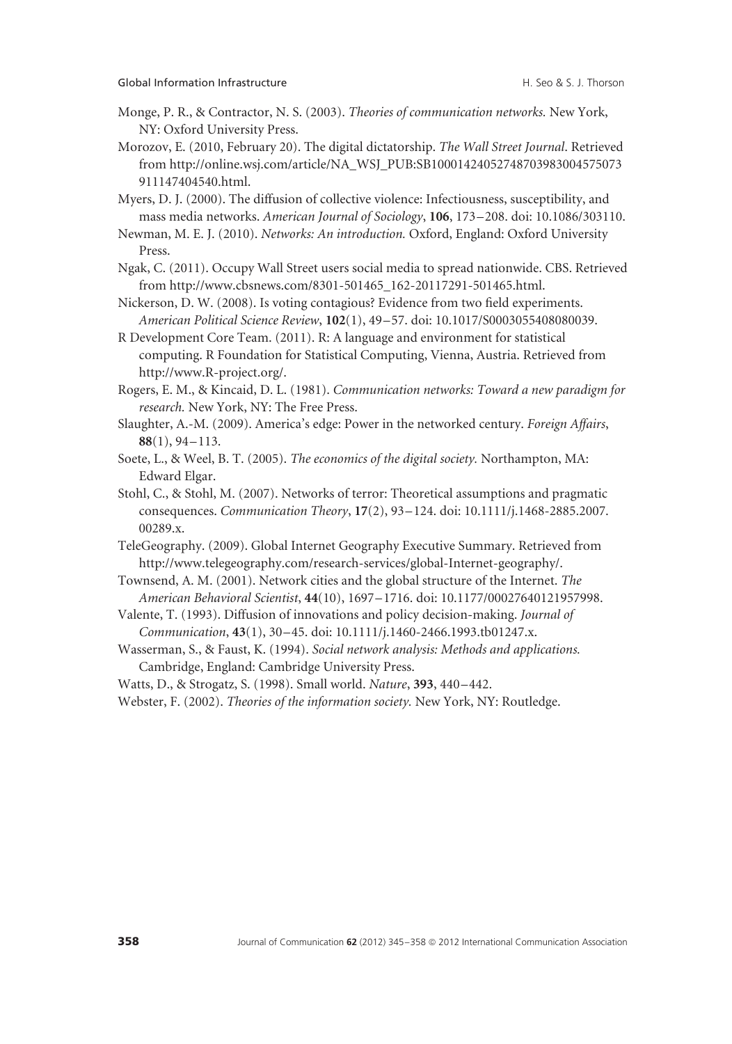Monge, P. R., & Contractor, N. S. (2003). *Theories of communication networks.* New York, NY: Oxford University Press.

Morozov, E. (2010, February 20). The digital dictatorship. *The Wall Street Journal*. Retrieved from http://online.wsj.com/article/NA_WSJ_PUB:SB10001424052748703983004575073911147404540.html.

Myers, D. J. (2000). The diffusion of collective violence: Infectiousness, susceptibility, and mass media networks. *American Journal of Sociology*, **106**, 173–208. doi: 10.1086/303110.

Newman, M. E. J. (2010). *Networks: An introduction.* Oxford, England: Oxford University Press.

Ngak, C. (2011). Occupy Wall Street users social media to spread nationwide. CBS. Retrieved from http://www.cbsnews.com/8301-501465_162-20117291-501465.html.

Nickerson, D. W. (2008). Is voting contagious? Evidence from two field experiments. *American Political Science Review*, **102**(1), 49–57. doi: 10.1017/S0003055408080039.

R Development Core Team. (2011). R: A language and environment for statistical computing. R Foundation for Statistical Computing, Vienna, Austria. Retrieved from http://www.R-project.org/.

Rogers, E. M., & Kincaid, D. L. (1981). *Communication networks: Toward a new paradigm for research.* New York, NY: The Free Press.

Slaughter, A.-M. (2009). America's edge: Power in the networked century. *Foreign Affairs*, **88**(1), 94–113.

Soete, L., & Weel, B. T. (2005). *The economics of the digital society.* Northampton, MA: Edward Elgar.

Stohl, C., & Stohl, M. (2007). Networks of terror: Theoretical assumptions and pragmatic consequences. *Communication Theory*, **17**(2), 93–124. doi: 10.1111/j.1468-2885.2007.00289.x.

TeleGeography. (2009). Global Internet Geography Executive Summary. Retrieved from http://www.telegeography.com/research-services/global-Internet-geography/.

Townsend, A. M. (2001). Network cities and the global structure of the Internet. *The American Behavioral Scientist*, **44**(10), 1697–1716. doi: 10.1177/00027640121957998.

Valente, T. (1993). Diffusion of innovations and policy decision-making. *Journal of Communication*, **43**(1), 30–45. doi: 10.1111/j.1460-2466.1993.tb01247.x.

Wasserman, S., & Faust, K. (1994). *Social network analysis: Methods and applications.* Cambridge, England: Cambridge University Press.

Watts, D., & Strogatz, S. (1998). Small world. *Nature*, **393**, 440–442.

Webster, F. (2002). *Theories of the information society.* New York, NY: Routledge.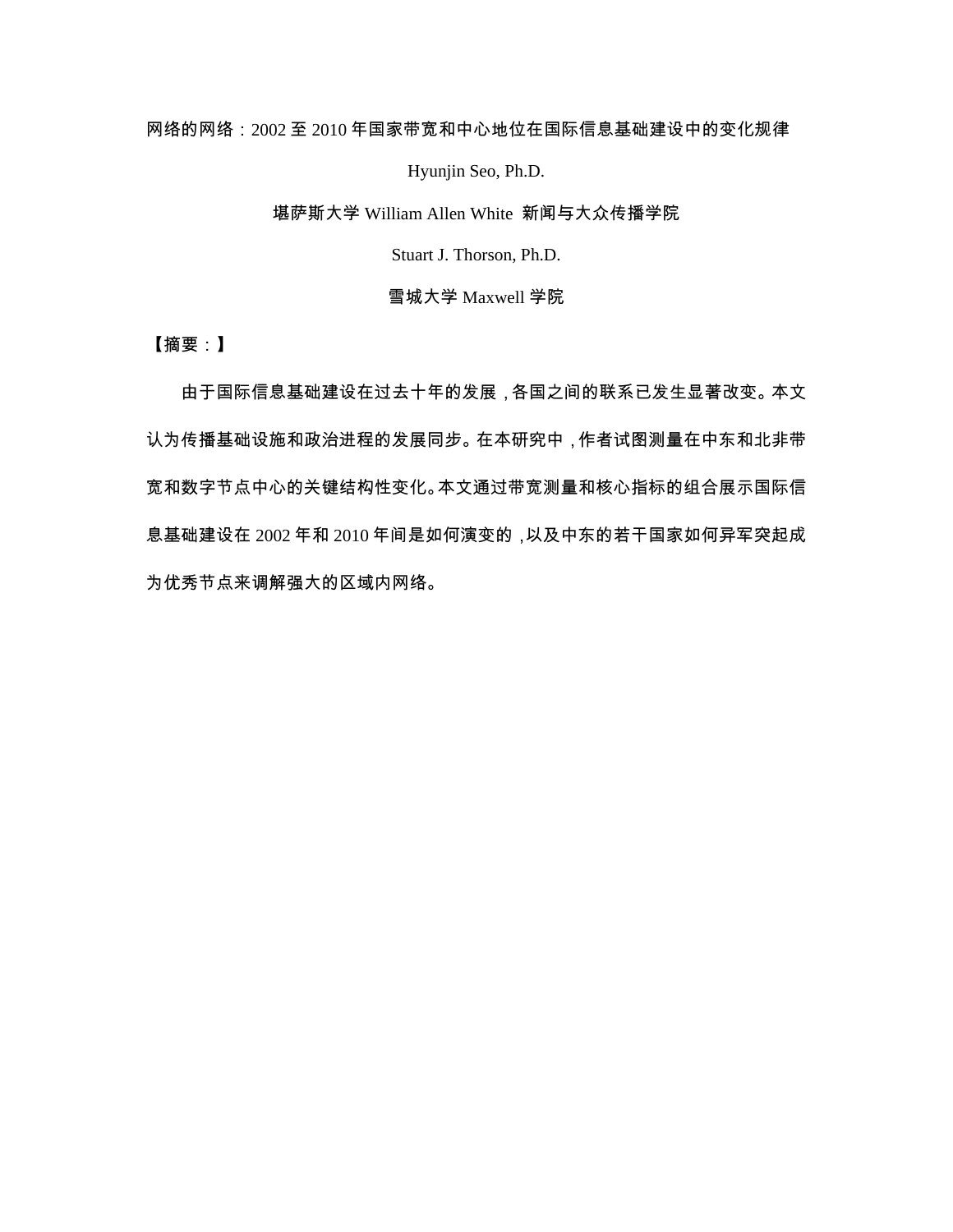网络的网络：2002 至 2010 年国家带宽和中心地位在国际信息基础建设中的变化规律

Hyunjin Seo, Ph.D.

堪萨斯大学 William Allen White 新闻与大众传播学院

Stuart J. Thorson, Ph.D.

雪城大学 Maxwell 学院

【摘要：】

由于国际信息基础建设在过去十年的发展，各国之间的联系已发生显著改变。本文认为传播基础设施和政治进程的发展同步。在本研究中，作者试图测量在中东和北非带宽和数字节点中心的关键结构性变化。本文通过带宽测量和核心指标的组合展示国际信息基础建设在 2002 年和 2010 年间是如何演变的，以及中东的若干国家如何异军突起成为优秀节点来调解强大的区域内网络。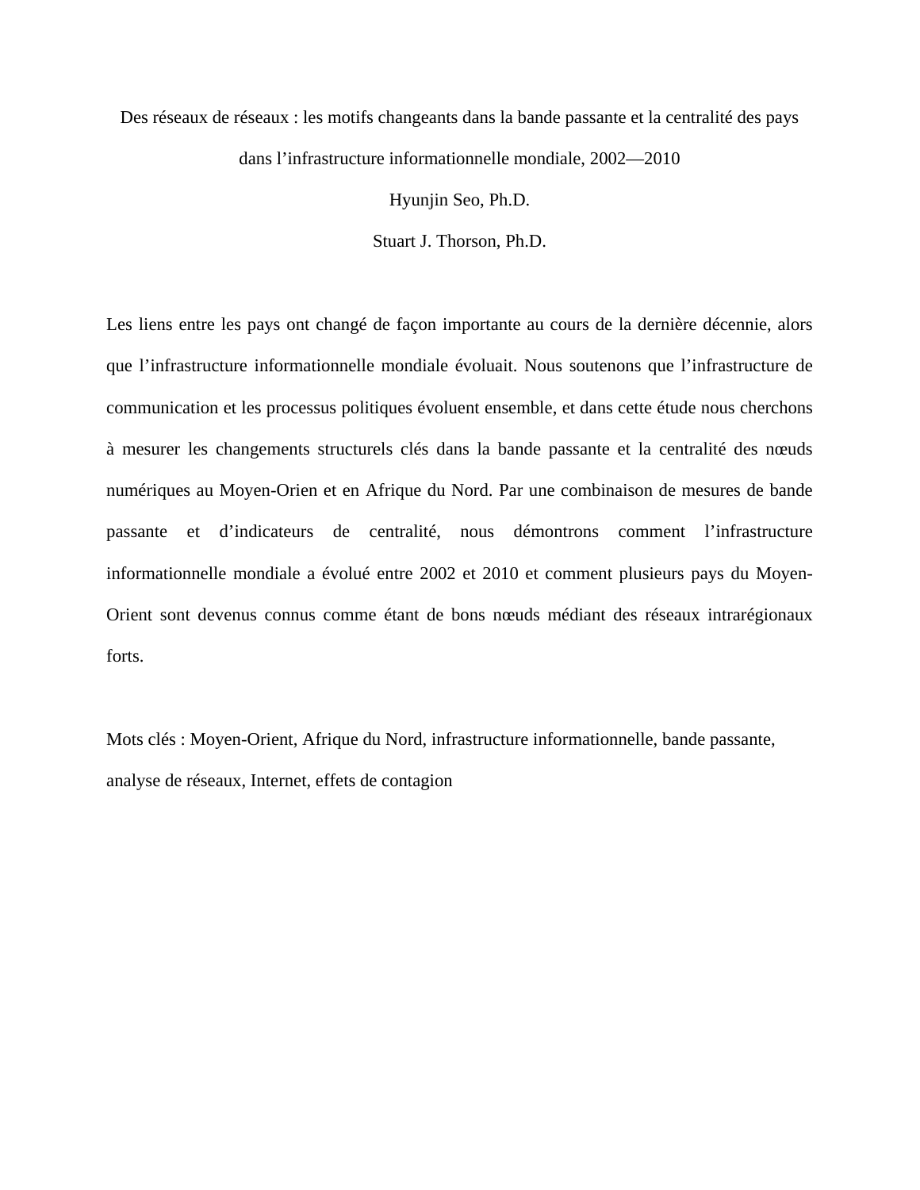Des réseaux de réseaux : les motifs changeants dans la bande passante et la centralité des pays dans l’infrastructure informationnelle mondiale, 2002—2010

Hyunjin Seo, Ph.D.

Stuart J. Thorson, Ph.D.

Les liens entre les pays ont changé de façon importante au cours de la dernière décennie, alors que l’infrastructure informationnelle mondiale évoluait. Nous soutenons que l’infrastructure de communication et les processus politiques évoluent ensemble, et dans cette étude nous cherchons à mesurer les changements structurels clés dans la bande passante et la centralité des nœuds numériques au Moyen-Orien et en Afrique du Nord. Par une combinaison de mesures de bande passante et d’indicateurs de centralité, nous démontrons comment l’infrastructure informationnelle mondiale a évolué entre 2002 et 2010 et comment plusieurs pays du Moyen-Orient sont devenus connus comme étant de bons nœuds médiant des réseaux intrarégionaux forts.

Mots clés : Moyen-Orient, Afrique du Nord, infrastructure informationnelle, bande passante, analyse de réseaux, Internet, effets de contagion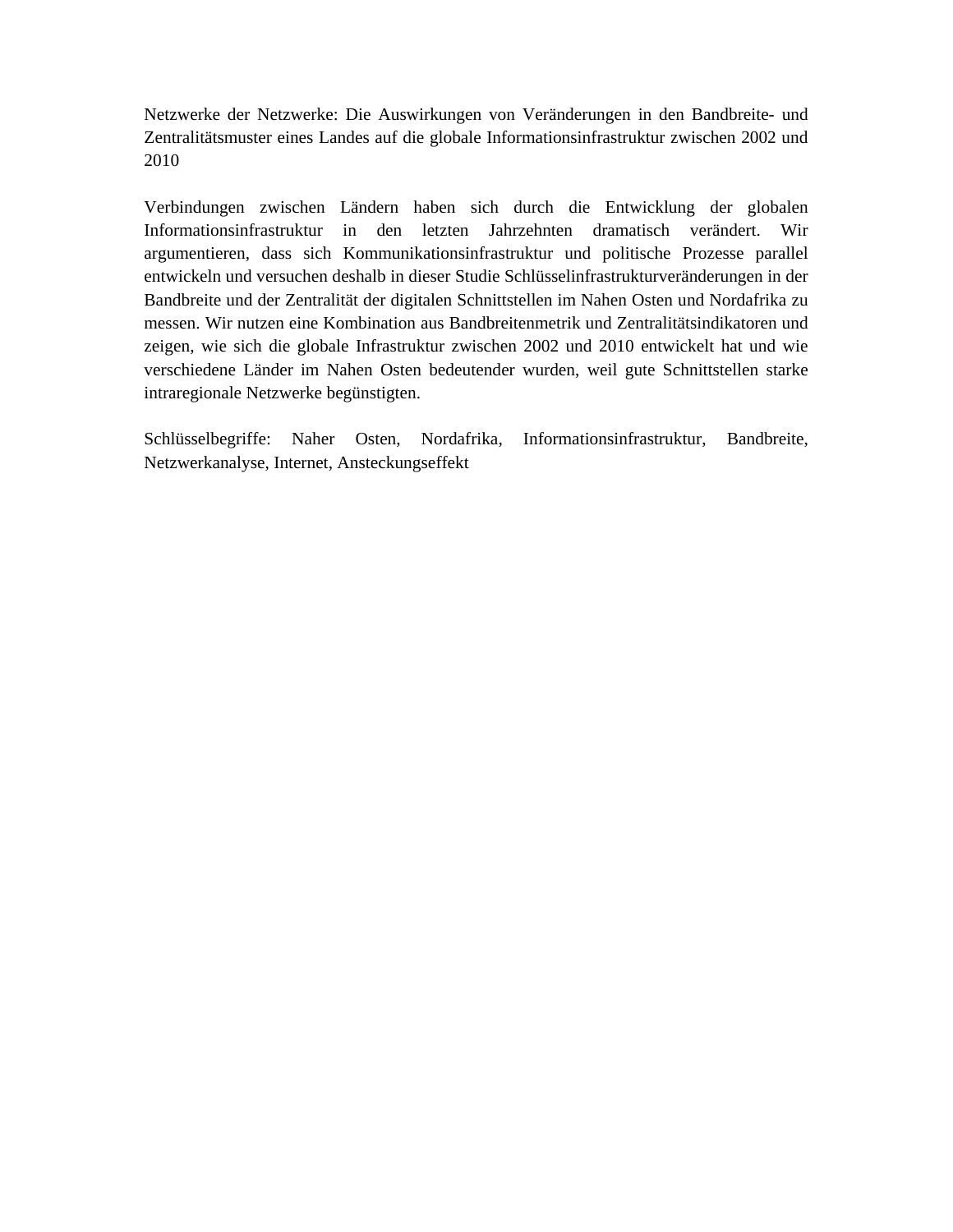Netzwerke der Netzwerke: Die Auswirkungen von Veränderungen in den Bandbreite- und Zentralitätsmuster eines Landes auf die globale Informationsinfrastruktur zwischen 2002 und 2010

Verbindungen zwischen Ländern haben sich durch die Entwicklung der globalen Informationsinfrastruktur in den letzten Jahrzehnten dramatisch verändert. Wir argumentieren, dass sich Kommunikationsinfrastruktur und politische Prozesse parallel entwickeln und versuchen deshalb in dieser Studie Schlüsselinfrastrukturveränderungen in der Bandbreite und der Zentralität der digitalen Schnittstellen im Nahen Osten und Nordafrika zu messen. Wir nutzen eine Kombination aus Bandbreitenmetrik und Zentralitätsindikatoren und zeigen, wie sich die globale Infrastruktur zwischen 2002 und 2010 entwickelt hat und wie verschiedene Länder im Nahen Osten bedeutender wurden, weil gute Schnittstellen starke intraregionale Netzwerke begünstigten.

Schlüsselbegriffe: Naher Osten, Nordafrika, Informationsinfrastruktur, Bandbreite, Netzwerkanalyse, Internet, Ansteckungseffekt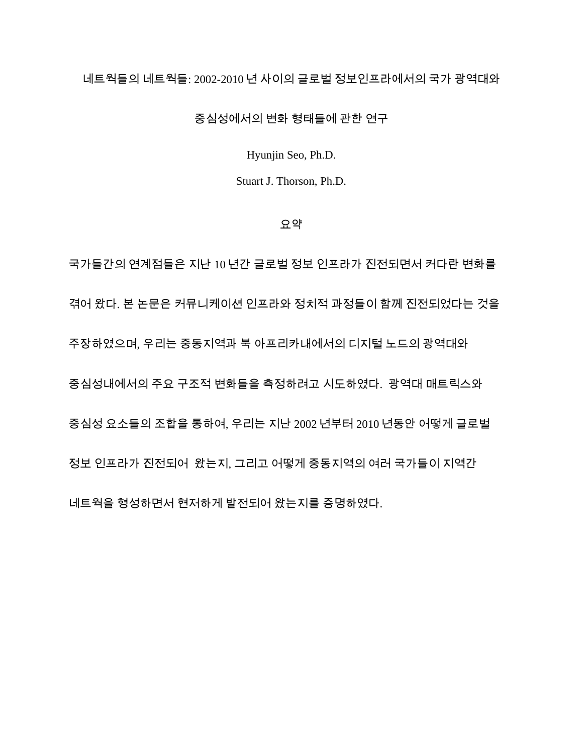# 네트웍들의 네트웍들: 2002-2010 년 사이의 글로벌 정보인프라에서의 국가 광역대와 중심성에서의 변화 형태들에 관한 연구

Hyunjin Seo, Ph.D.

Stuart J. Thorson, Ph.D.

## 요약

국가들간의 연계점들은 지난 10 년간 글로벌 정보 인프라가 진전되면서 커다란 변화를 겪어 왔다. 본 논문은 커뮤니케이션 인프라와 정치적 과정들이 함께 진전되었다는 것을 주장하였으며, 우리는 중동지역과 북 아프리카내에서의 디지털 노드의 광역대와 중심성내에서의 주요 구조적 변화들을 측정하려고 시도하였다. 광역대 매트릭스와 중심성 요소들의 조합을 통하여, 우리는 지난 2002 년부터 2010 년동안 어떻게 글로벌 정보 인프라가 진전되어 왔는지, 그리고 어떻게 중동지역의 여러 국가들이 지역간 네트웍을 형성하면서 현저하게 발전되어 왔는지를 증명하였다.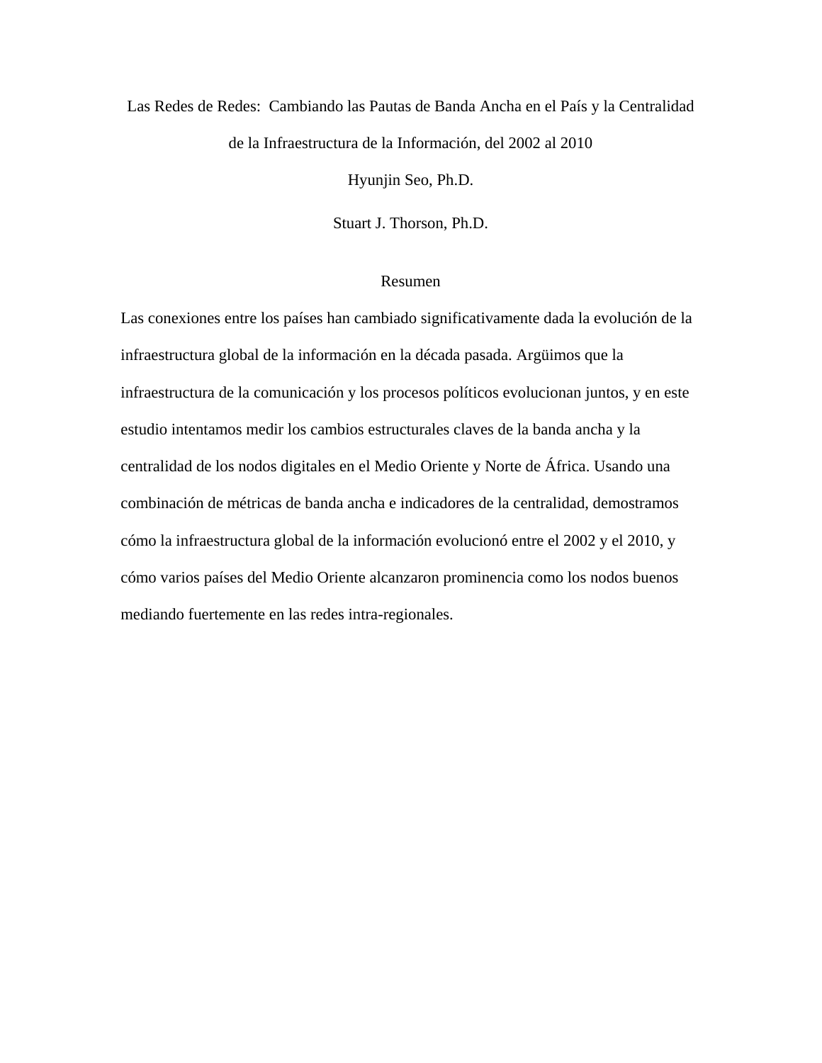# Las Redes de Redes: Cambiando las Pautas de Banda Ancha en el País y la Centralidad de la Infraestructura de la Información, del 2002 al 2010

Hyunjin Seo, Ph.D.

Stuart J. Thorson, Ph.D.

## Resumen

Las conexiones entre los países han cambiado significativamente dada la evolución de la infraestructura global de la información en la década pasada. Argüimos que la infraestructura de la comunicación y los procesos políticos evolucionan juntos, y en este estudio intentamos medir los cambios estructurales claves de la banda ancha y la centralidad de los nodos digitales en el Medio Oriente y Norte de África. Usando una combinación de métricas de banda ancha e indicadores de la centralidad, demostramos cómo la infraestructura global de la información evolucionó entre el 2002 y el 2010, y cómo varios países del Medio Oriente alcanzaron prominencia como los nodos buenos mediando fuertemente en las redes intra-regionales.